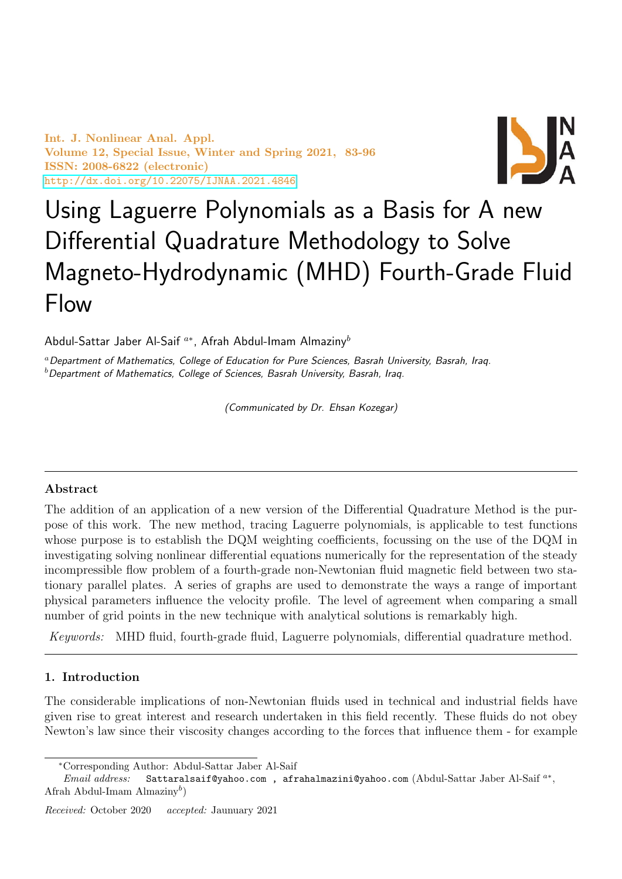# Using Laguerre Polynomials as a Basis for A new Differential Quadrature Methodology to Solve Magneto-Hydrodynamic (MHD) Fourth-Grade Fluid Flow

Abdul-Sattar Jaber Al-Saif [a*], Afrah Abdul-Imam Almaziny[b]

[a] *Department of Mathematics, College of Education for Pure Sciences, Basrah University, Basrah, Iraq.*
[b] *Department of Mathematics, College of Sciences, Basrah University, Basrah, Iraq.*

*(Communicated by Dr. Ehsan Kozegar)*

---

**Abstract**

The addition of an application of a new version of the Differential Quadrature Method is the purpose of this work. The new method, tracing Laguerre polynomials, is applicable to test functions whose purpose is to establish the DQM weighting coefficients, focussing on the use of the DQM in investigating solving nonlinear differential equations numerically for the representation of the steady incompressible flow problem of a fourth-grade non-Newtonian fluid magnetic field between two stationary parallel plates. A series of graphs are used to demonstrate the ways a range of important physical parameters influence the velocity profile. The level of agreement when comparing a small number of grid points in the new technique with analytical solutions is remarkably high.

*Keywords:* MHD fluid, fourth-grade fluid, Laguerre polynomials, differential quadrature method.

---

## 1. Introduction

The considerable implications of non-Newtonian fluids used in technical and industrial fields have given rise to great interest and research undertaken in this field recently. These fluids do not obey Newton's law since their viscosity changes according to the forces that influence them - for example

---

*Corresponding Author: Abdul-Sattar Jaber Al-Saif

*Email address:* Sattaralsaif@yahoo.com , afrahalmazini@yahoo.com (Abdul-Sattar Jaber Al-Saif [a*], Afrah Abdul-Imam Almaziny[b])

*Received:* October 2020 *accepted:* Jaunuary 2021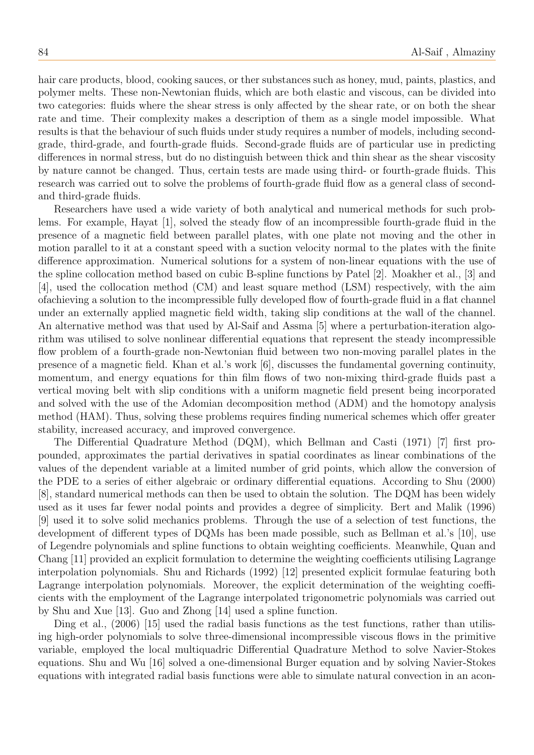hair care products, blood, cooking sauces, or ther substances such as honey, mud, paints, plastics, and polymer melts. These non-Newtonian fluids, which are both elastic and viscous, can be divided into two categories: fluids where the shear stress is only affected by the shear rate, or on both the shear rate and time. Their complexity makes a description of them as a single model impossible. What results is that the behaviour of such fluids under study requires a number of models, including second-grade, third-grade, and fourth-grade fluids. Second-grade fluids are of particular use in predicting differences in normal stress, but do no distinguish between thick and thin shear as the shear viscosity by nature cannot be changed. Thus, certain tests are made using third- or fourth-grade fluids. This research was carried out to solve the problems of fourth-grade fluid flow as a general class of second- and third-grade fluids.

Researchers have used a wide variety of both analytical and numerical methods for such problems. For example, Hayat [1], solved the steady flow of an incompressible fourth-grade fluid in the presence of a magnetic field between parallel plates, with one plate not moving and the other in motion parallel to it at a constant speed with a suction velocity normal to the plates with the finite difference approximation. Numerical solutions for a system of non-linear equations with the use of the spline collocation method based on cubic B-spline functions by Patel [2]. Moakher et al., [3] and [4], used the collocation method (CM) and least square method (LSM) respectively, with the aim ofachieving a solution to the incompressible fully developed flow of fourth-grade fluid in a flat channel under an externally applied magnetic field width, taking slip conditions at the wall of the channel. An alternative method was that used by Al-Saif and Assma [5] where a perturbation-iteration algorithm was utilised to solve nonlinear differential equations that represent the steady incompressible flow problem of a fourth-grade non-Newtonian fluid between two non-moving parallel plates in the presence of a magnetic field. Khan et al.'s work [6], discusses the fundamental governing continuity, momentum, and energy equations for thin film flows of two non-mixing third-grade fluids past a vertical moving belt with slip conditions with a uniform magnetic field present being incorporated and solved with the use of the Adomian decomposition method (ADM) and the homotopy analysis method (HAM). Thus, solving these problems requires finding numerical schemes which offer greater stability, increased accuracy, and improved convergence.

The Differential Quadrature Method (DQM), which Bellman and Casti (1971) [7] first propounded, approximates the partial derivatives in spatial coordinates as linear combinations of the values of the dependent variable at a limited number of grid points, which allow the conversion of the PDE to a series of either algebraic or ordinary differential equations. According to Shu (2000) [8], standard numerical methods can then be used to obtain the solution. The DQM has been widely used as it uses far fewer nodal points and provides a degree of simplicity. Bert and Malik (1996) [9] used it to solve solid mechanics problems. Through the use of a selection of test functions, the development of different types of DQMs has been made possible, such as Bellman et al.'s [10], use of Legendre polynomials and spline functions to obtain weighting coefficients. Meanwhile, Quan and Chang [11] provided an explicit formulation to determine the weighting coefficients utilising Lagrange interpolation polynomials. Shu and Richards (1992) [12] presented explicit formulae featuring both Lagrange interpolation polynomials. Moreover, the explicit determination of the weighting coefficients with the employment of the Lagrange interpolated trigonometric polynomials was carried out by Shu and Xue [13]. Guo and Zhong [14] used a spline function.

Ding et al., (2006) [15] used the radial basis functions as the test functions, rather than utilising high-order polynomials to solve three-dimensional incompressible viscous flows in the primitive variable, employed the local multiquadric Differential Quadrature Method to solve Navier-Stokes equations. Shu and Wu [16] solved a one-dimensional Burger equation and by solving Navier-Stokes equations with integrated radial basis functions were able to simulate natural convection in an acon-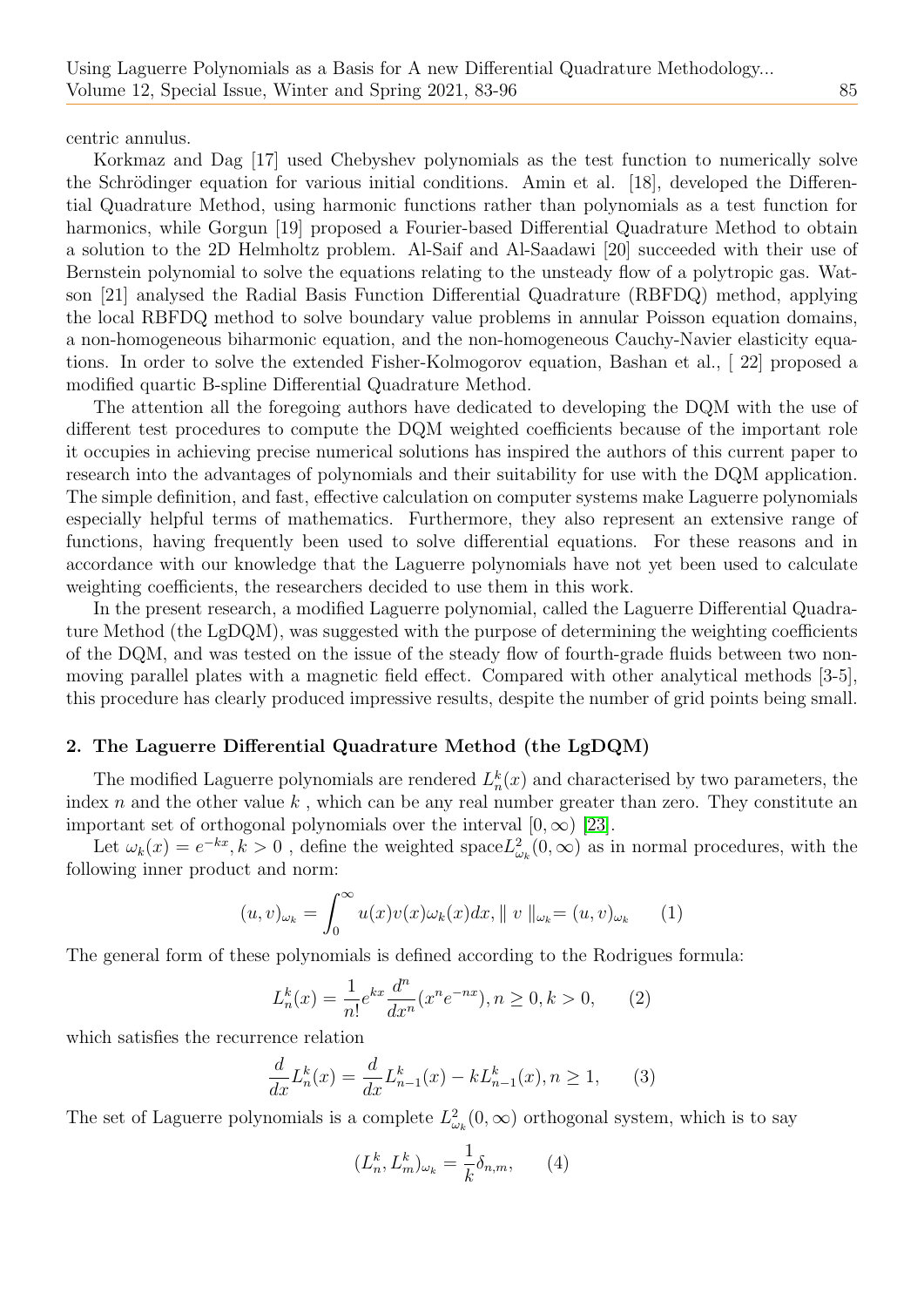centric annulus.

Korkmaz and Dag [17] used Chebyshev polynomials as the test function to numerically solve the Schrödinger equation for various initial conditions. Amin et al. [18], developed the Differential Quadrature Method, using harmonic functions rather than polynomials as a test function for harmonics, while Gorgun [19] proposed a Fourier-based Differential Quadrature Method to obtain a solution to the 2D Helmholtz problem. Al-Saif and Al-Saadawi [20] succeeded with their use of Bernstein polynomial to solve the equations relating to the unsteady flow of a polytropic gas. Watson [21] analysed the Radial Basis Function Differential Quadrature (RBFDQ) method, applying the local RBFDQ method to solve boundary value problems in annular Poisson equation domains, a non-homogeneous biharmonic equation, and the non-homogeneous Cauchy-Navier elasticity equations. In order to solve the extended Fisher-Kolmogorov equation, Bashan et al., [ 22] proposed a modified quartic B-spline Differential Quadrature Method.

The attention all the foregoing authors have dedicated to developing the DQM with the use of different test procedures to compute the DQM weighted coefficients because of the important role it occupies in achieving precise numerical solutions has inspired the authors of this current paper to research into the advantages of polynomials and their suitability for use with the DQM application. The simple definition, and fast, effective calculation on computer systems make Laguerre polynomials especially helpful terms of mathematics. Furthermore, they also represent an extensive range of functions, having frequently been used to solve differential equations. For these reasons and in accordance with our knowledge that the Laguerre polynomials have not yet been used to calculate weighting coefficients, the researchers decided to use them in this work.

In the present research, a modified Laguerre polynomial, called the Laguerre Differential Quadrature Method (the LgDQM), was suggested with the purpose of determining the weighting coefficients of the DQM, and was tested on the issue of the steady flow of fourth-grade fluids between two non-moving parallel plates with a magnetic field effect. Compared with other analytical methods [3-5], this procedure has clearly produced impressive results, despite the number of grid points being small.

## 2. The Laguerre Differential Quadrature Method (the LgDQM)

The modified Laguerre polynomials are rendered $L_n^k(x)$ and characterised by two parameters, the index $n$ and the other value $k$ , which can be any real number greater than zero. They constitute an important set of orthogonal polynomials over the interval $[0, \infty)$ [23].

Let $\omega_k(x) = e^{-kx}, k > 0$ , define the weighted space $L^2_{\omega_k}(0, \infty)$ as in normal procedures, with the following inner product and norm:

$$(u, v)_{\omega_k} = \int_0^\infty u(x)v(x)\omega_k(x)dx, \parallel v \parallel_{\omega_k} = (u, v)_{\omega_k} \qquad (1)$$

The general form of these polynomials is defined according to the Rodrigues formula:

$$L_n^k(x) = \frac{1}{n!}e^{kx}\frac{d^n}{dx^n}(x^n e^{-nx}), n \geq 0, k > 0, \qquad (2)$$

which satisfies the recurrence relation

$$\frac{d}{dx}L_n^k(x) = \frac{d}{dx}L_{n-1}^k(x) - kL_{n-1}^k(x), n \geq 1, \qquad (3)$$

The set of Laguerre polynomials is a complete $L^2_{\omega_k}(0, \infty)$ orthogonal system, which is to say

$$(L_n^k, L_m^k)_{\omega_k} = \frac{1}{k}\delta_{n,m}, \qquad (4)$$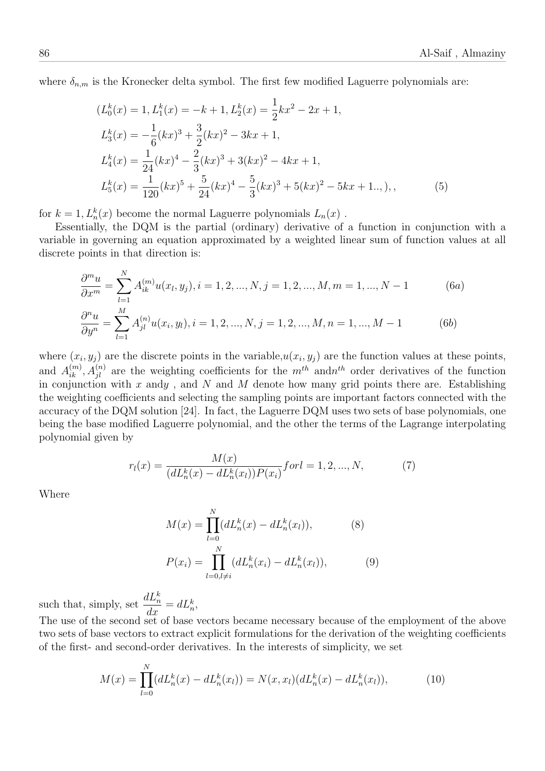where $\delta_{n,m}$ is the Kronecker delta symbol. The first few modified Laguerre polynomials are:

$$
\begin{aligned}
&(L_0^k(x) = 1, L_1^k(x) = -k+1, L_2^k(x) = \frac{1}{2}kx^2 - 2x + 1, \\
&L_3^k(x) = -\frac{1}{6}(kx)^3 + \frac{3}{2}(kx)^2 - 3kx + 1, \\
&L_4^k(x) = \frac{1}{24}(kx)^4 - \frac{2}{3}(kx)^3 + 3(kx)^2 - 4kx + 1, \\
&L_5^k(x) = \frac{1}{120}(kx)^5 + \frac{5}{24}(kx)^4 - \frac{5}{3}(kx)^3 + 5(kx)^2 - 5kx + 1..,),, \qquad (5)
\end{aligned}
$$

for $k = 1, L_n^k(x)$ become the normal Laguerre polynomials $L_n(x)$ .

Essentially, the DQM is the partial (ordinary) derivative of a function in conjunction with a variable in governing an equation approximated by a weighted linear sum of function values at all discrete points in that direction is:

$$
\frac{\partial^m u}{\partial x^m} = \sum_{l=1}^{N} A_{ik}^{(m)} u(x_l, y_j), i = 1, 2, ..., N, j = 1, 2, ..., M, m = 1, ..., N-1 \qquad (6a)
$$

$$
\frac{\partial^n u}{\partial y^n} = \sum_{l=1}^{M} A_{jl}^{(n)} u(x_i, y_l), i = 1, 2, ..., N, j = 1, 2, ..., M, n = 1, ..., M-1 \qquad (6b)
$$

where $(x_i, y_j)$ are the discrete points in the variable,$u(x_i, y_j)$ are the function values at these points, and $A_{ik}^{(m)}, A_{jl}^{(n)}$ are the weighting coefficients for the $m^{th}$ and$n^{th}$ order derivatives of the function in conjunction with $x$ and$y$ , and $N$ and $M$ denote how many grid points there are. Establishing the weighting coefficients and selecting the sampling points are important factors connected with the accuracy of the DQM solution [24]. In fact, the Laguerre DQM uses two sets of base polynomials, one being the base modified Laguerre polynomial, and the other the terms of the Lagrange interpolating polynomial given by

$$
r_l(x) = \frac{M(x)}{(dL_n^k(x) - dL_n^k(x_l))P(x_i)} for l = 1, 2, ..., N, \qquad (7)
$$

Where

$$
M(x) = \prod_{l=0}^{N} (dL_n^k(x) - dL_n^k(x_l)), \qquad (8)
$$

$$
P(x_i) = \prod_{l=0, l \neq i}^{N} (dL_n^k(x_i) - dL_n^k(x_l)), \qquad (9)
$$

such that, simply, set $\frac{dL_n^k}{dx} = dL_n^k$,

The use of the second set of base vectors became necessary because of the employment of the above two sets of base vectors to extract explicit formulations for the derivation of the weighting coefficients of the first- and second-order derivatives. In the interests of simplicity, we set

$$
M(x) = \prod_{l=0}^{N} (dL_n^k(x) - dL_n^k(x_l)) = N(x, x_l)(dL_n^k(x) - dL_n^k(x_l)), \qquad (10)
$$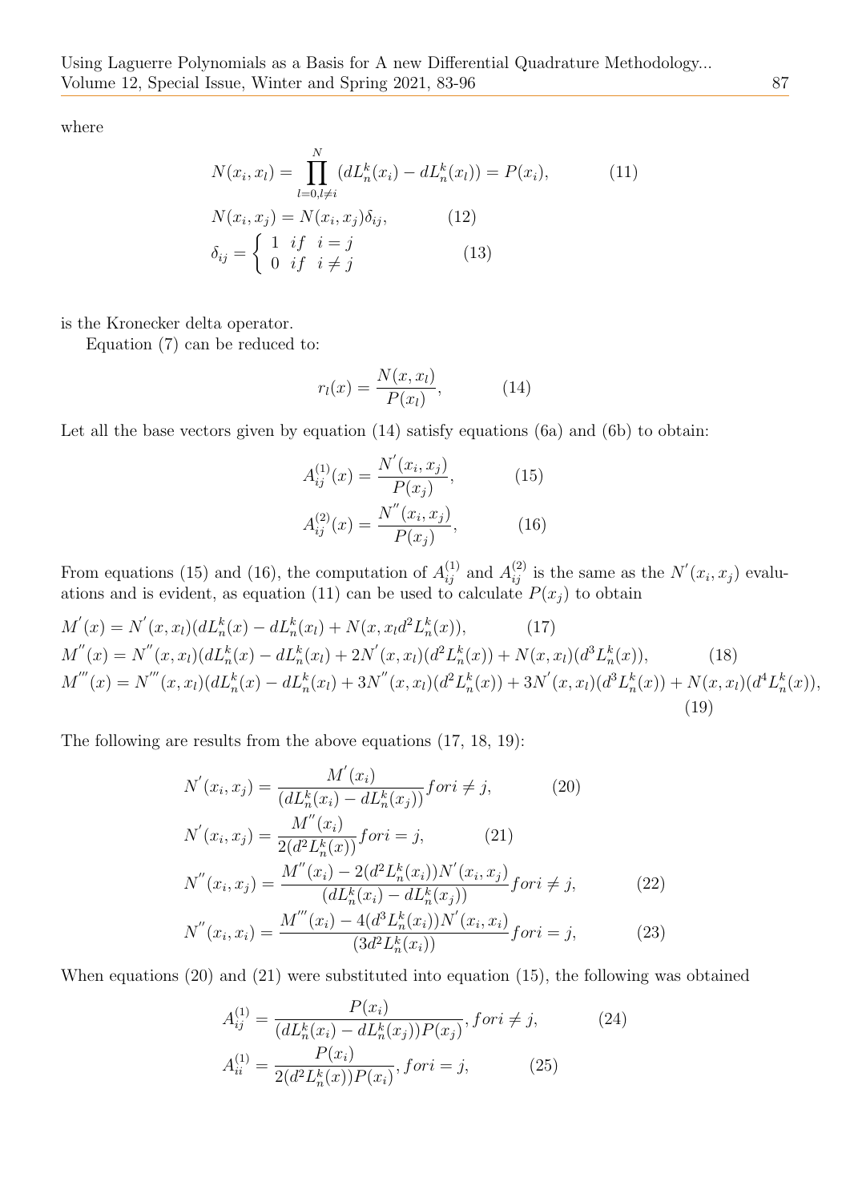where

$$N(x_i, x_l) = \prod_{l=0, l\neq i}^{N} (dL_n^k(x_i) - dL_n^k(x_l)) = P(x_i), \qquad (11)$$

$$N(x_i, x_j) = N(x_i, x_j)\delta_{ij}, \qquad (12)$$

$$\delta_{ij} = \begin{cases} 1 & if \quad i = j \\ 0 & if \quad i \neq j \end{cases} \qquad (13)$$

is the Kronecker delta operator.

Equation (7) can be reduced to:

$$r_l(x) = \frac{N(x, x_l)}{P(x_l)}, \qquad (14)$$

Let all the base vectors given by equation (14) satisfy equations (6a) and (6b) to obtain:

$$A_{ij}^{(1)}(x) = \frac{N'(x_i, x_j)}{P(x_j)}, \qquad (15)$$

$$A_{ij}^{(2)}(x) = \frac{N''(x_i, x_j)}{P(x_j)}, \qquad (16)$$

From equations (15) and (16), the computation of $A_{ij}^{(1)}$ and $A_{ij}^{(2)}$ is the same as the $N'(x_i, x_j)$ evaluations and is evident, as equation (11) can be used to calculate $P(x_j)$ to obtain

$$M'(x) = N'(x, x_l)(dL_n^k(x) - dL_n^k(x_l) + N(x, x_l d^2 L_n^k(x)), \qquad (17)$$

$$M''(x) = N''(x, x_l)(dL_n^k(x) - dL_n^k(x_l) + 2N'(x, x_l)(d^2 L_n^k(x)) + N(x, x_l)(d^3 L_n^k(x)), \qquad (18)$$

$$M'''(x) = N'''(x, x_l)(dL_n^k(x) - dL_n^k(x_l) + 3N''(x, x_l)(d^2 L_n^k(x)) + 3N'(x, x_l)(d^3 L_n^k(x)) + N(x, x_l)(d^4 L_n^k(x)), \qquad (19)$$

The following are results from the above equations (17, 18, 19):

$$N'(x_i, x_j) = \frac{M'(x_i)}{(dL_n^k(x_i) - dL_n^k(x_j))} for i \neq j, \qquad (20)$$

$$N'(x_i, x_j) = \frac{M''(x_i)}{2(d^2 L_n^k(x))} for i = j, \qquad (21)$$

$$N''(x_i, x_j) = \frac{M''(x_i) - 2(d^2 L_n^k(x_i))N'(x_i, x_j)}{(dL_n^k(x_i) - dL_n^k(x_j))} for i \neq j, \qquad (22)$$

$$N''(x_i, x_i) = \frac{M'''(x_i) - 4(d^3 L_n^k(x_i))N'(x_i, x_i)}{(3d^2 L_n^k(x_i))} for i = j, \qquad (23)$$

When equations (20) and (21) were substituted into equation (15), the following was obtained

$$A_{ij}^{(1)} = \frac{P(x_i)}{(dL_n^k(x_i) - dL_n^k(x_j))P(x_j)}, for i \neq j, \qquad (24)$$

$$A_{ii}^{(1)} = \frac{P(x_i)}{2(d^2 L_n^k(x))P(x_i)}, for i = j, \qquad (25)$$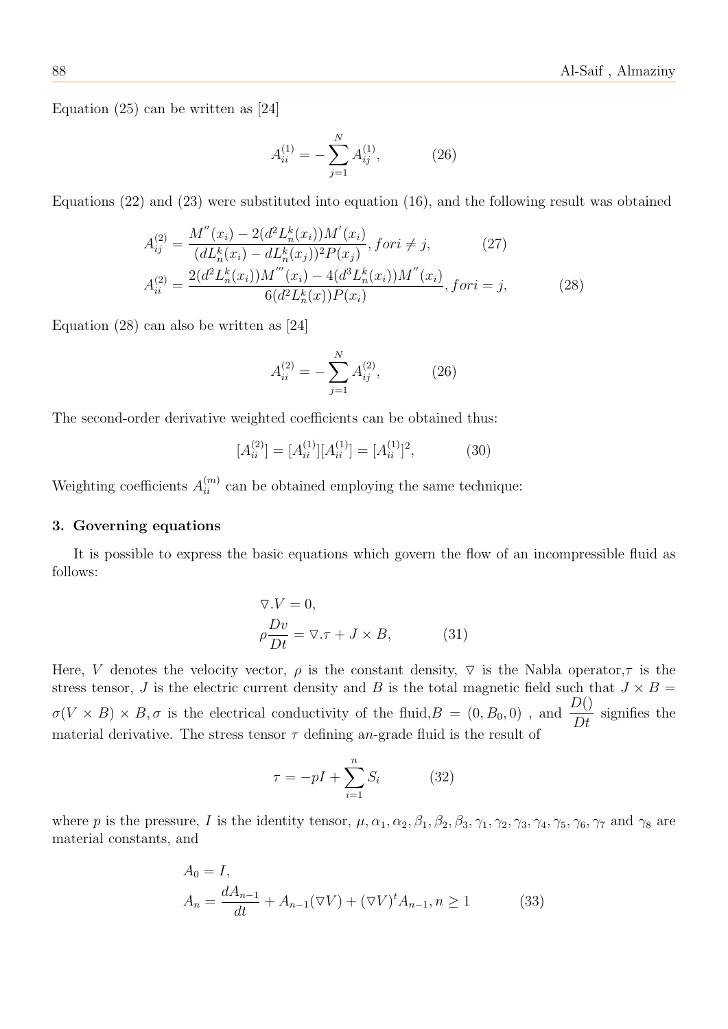Equation (25) can be written as [24]

$$A_{ii}^{(1)} = -\sum_{j=1}^{N} A_{ij}^{(1)}, \qquad (26)$$

Equations (22) and (23) were substituted into equation (16), and the following result was obtained

$$A_{ij}^{(2)} = \frac{M''(x_i) - 2(d^2L_n^k(x_i))M'(x_i)}{(dL_n^k(x_i) - dL_n^k(x_j))^2 P(x_j)}, fori \neq j, \qquad (27)$$

$$A_{ii}^{(2)} = \frac{2(d^2L_n^k(x_i))M'''(x_i) - 4(d^3L_n^k(x_i))M''(x_i)}{6(d^2L_n^k(x))P(x_i)}, fori = j, \qquad (28)$$

Equation (28) can also be written as [24]

$$A_{ii}^{(2)} = -\sum_{j=1}^{N} A_{ij}^{(2)}, \qquad (26)$$

The second-order derivative weighted coefficients can be obtained thus:

$$[A_{ii}^{(2)}] = [A_{ii}^{(1)}][A_{ii}^{(1)}] = [A_{ii}^{(1)}]^2, \qquad (30)$$

Weighting coefficients $A_{ii}^{(m)}$ can be obtained employing the same technique:

## 3. Governing equations

It is possible to express the basic equations which govern the flow of an incompressible fluid as follows:

$$\begin{aligned} &\nabla.V = 0, \\ &\rho\frac{Dv}{Dt} = \nabla.\tau + J \times B, \end{aligned} \qquad (31)$$

Here, $V$ denotes the velocity vector, $\rho$ is the constant density, $\nabla$ is the Nabla operator,$\tau$ is the stress tensor, $J$ is the electric current density and $B$ is the total magnetic field such that $J \times B = \sigma(V \times B) \times B, \sigma$ is the electrical conductivity of the fluid,$B = (0, B_0, 0)$ , and $\frac{D()}{Dt}$ signifies the material derivative. The stress tensor $\tau$ defining a$n$-grade fluid is the result of

$$\tau = -pI + \sum_{i=1}^{n} S_i \qquad (32)$$

where $p$ is the pressure, $I$ is the identity tensor, $\mu, \alpha_1, \alpha_2, \beta_1, \beta_2, \beta_3, \gamma_1, \gamma_2, \gamma_3, \gamma_4, \gamma_5, \gamma_6, \gamma_7$ and $\gamma_8$ are material constants, and

$$\begin{aligned} &A_0 = I, \\ &A_n = \frac{dA_{n-1}}{dt} + A_{n-1}(\nabla V) + (\nabla V)^t A_{n-1}, n \geq 1 \end{aligned} \qquad (33)$$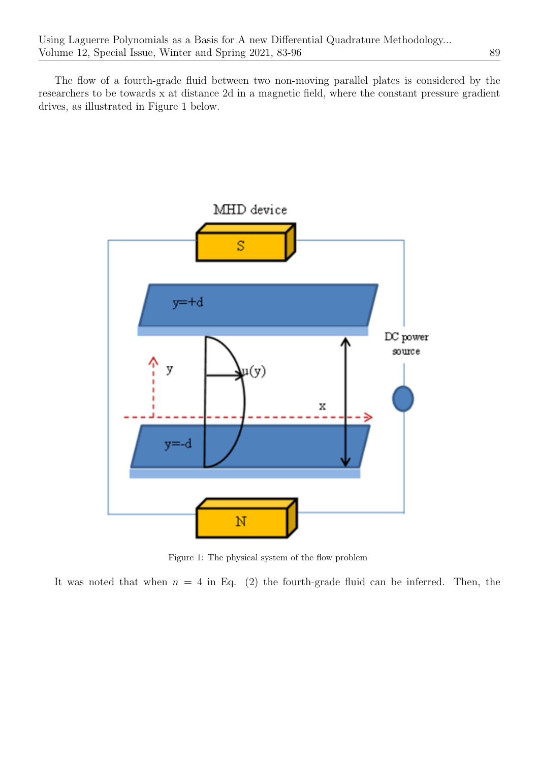The flow of a fourth-grade fluid between two non-moving parallel plates is considered by the researchers to be towards x at distance 2d in a magnetic field, where the constant pressure gradient drives, as illustrated in Figure 1 below.

Figure 1: The physical system of the flow problem

It was noted that when $n = 4$ in Eq. (2) the fourth-grade fluid can be inferred. Then, the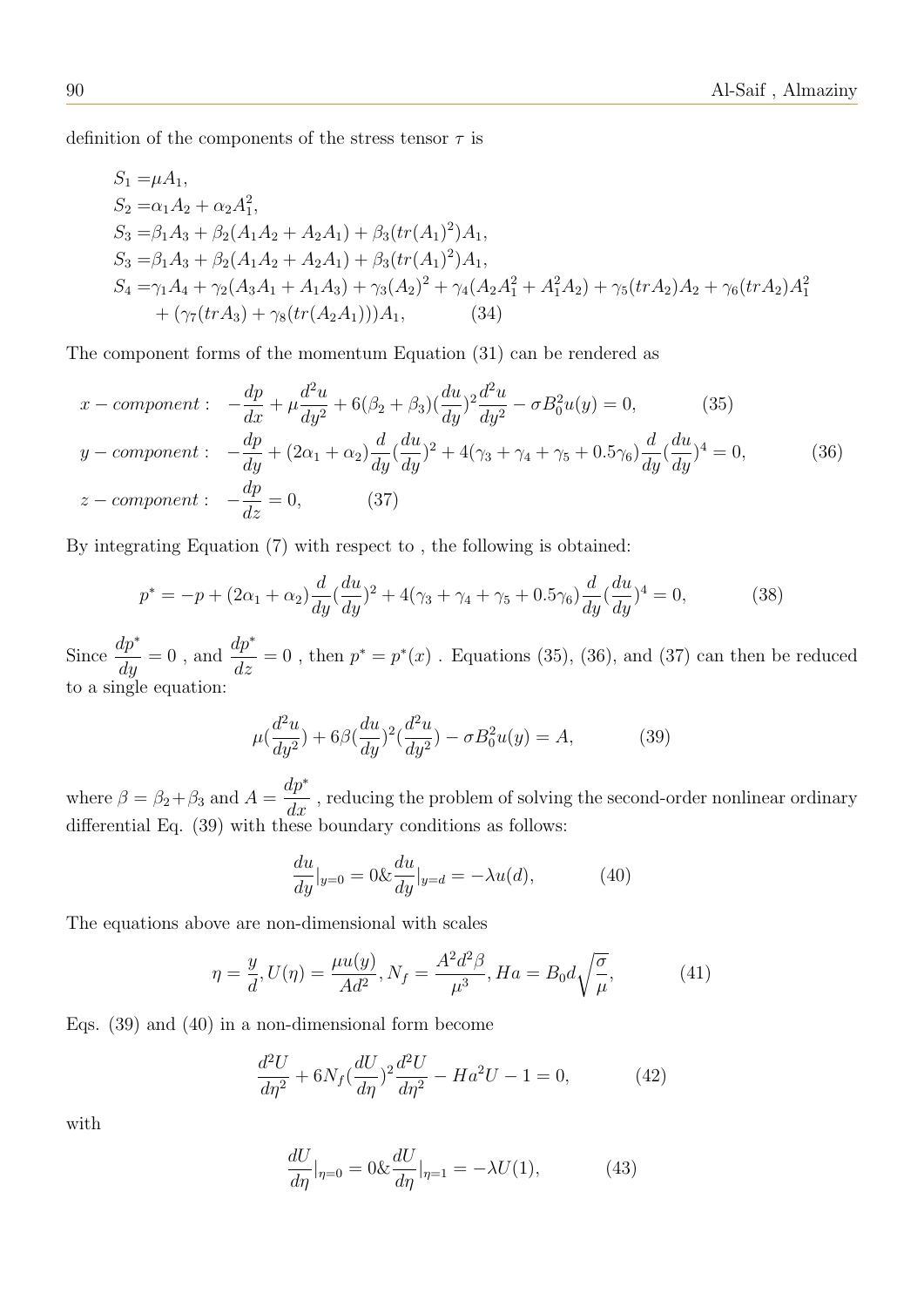definition of the components of the stress tensor $\tau$ is

$$
\begin{aligned}
S_1 =& \mu A_1, \\
S_2 =& \alpha_1 A_2 + \alpha_2 A_1^2, \\
S_3 =& \beta_1 A_3 + \beta_2 (A_1 A_2 + A_2 A_1) + \beta_3 (tr(A_1)^2) A_1, \\
S_3 =& \beta_1 A_3 + \beta_2 (A_1 A_2 + A_2 A_1) + \beta_3 (tr(A_1)^2) A_1, \\
S_4 =& \gamma_1 A_4 + \gamma_2 (A_3 A_1 + A_1 A_3) + \gamma_3 (A_2)^2 + \gamma_4 (A_2 A_1^2 + A_1^2 A_2) + \gamma_5 (trA_2) A_2 + \gamma_6 (trA_2) A_1^2 \\
&+ (\gamma_7 (trA_3) + \gamma_8 (tr(A_2 A_1))) A_1, \qquad (34)
\end{aligned}
$$

The component forms of the momentum Equation (31) can be rendered as

$$
x - component: \quad -\frac{dp}{dx} + \mu \frac{d^2u}{dy^2} + 6(\beta_2 + \beta_3)(\frac{du}{dy})^2 \frac{d^2u}{dy^2} - \sigma B_0^2 u(y) = 0, \qquad (35)
$$

$$
y - component: \quad -\frac{dp}{dy} + (2\alpha_1 + \alpha_2)\frac{d}{dy}(\frac{du}{dy})^2 + 4(\gamma_3 + \gamma_4 + \gamma_5 + 0.5\gamma_6)\frac{d}{dy}(\frac{du}{dy})^4 = 0, \qquad (36)
$$

$$
z - component: \quad -\frac{dp}{dz} = 0, \qquad (37)
$$

By integrating Equation (7) with respect to , the following is obtained:

$$
p^* = -p + (2\alpha_1 + \alpha_2)\frac{d}{dy}(\frac{du}{dy})^2 + 4(\gamma_3 + \gamma_4 + \gamma_5 + 0.5\gamma_6)\frac{d}{dy}(\frac{du}{dy})^4 = 0, \qquad (38)
$$

Since $\dfrac{dp^*}{dy} = 0$ , and $\dfrac{dp^*}{dz} = 0$ , then $p^* = p^*(x)$ . Equations (35), (36), and (37) can then be reduced to a single equation:

$$
\mu(\frac{d^2u}{dy^2}) + 6\beta(\frac{du}{dy})^2(\frac{d^2u}{dy^2}) - \sigma B_0^2 u(y) = A, \qquad (39)
$$

where $\beta = \beta_2 + \beta_3$ and $A = \dfrac{dp^*}{dx}$ , reducing the problem of solving the second-order nonlinear ordinary differential Eq. (39) with these boundary conditions as follows:

$$
\frac{du}{dy}|_{y=0} = 0 \& \frac{du}{dy}|_{y=d} = -\lambda u(d), \qquad (40)
$$

The equations above are non-dimensional with scales

$$
\eta = \frac{y}{d}, U(\eta) = \frac{\mu u(y)}{A d^2}, N_f = \frac{A^2 d^2 \beta}{\mu^3}, Ha = B_0 d \sqrt{\frac{\sigma}{\mu}}, \qquad (41)
$$

Eqs. (39) and (40) in a non-dimensional form become

$$
\frac{d^2U}{d\eta^2} + 6N_f(\frac{dU}{d\eta})^2 \frac{d^2U}{d\eta^2} - Ha^2 U - 1 = 0, \qquad (42)
$$

with

$$
\frac{dU}{d\eta}|_{\eta=0} = 0 \& \frac{dU}{d\eta}|_{\eta=1} = -\lambda U(1), \qquad (43)
$$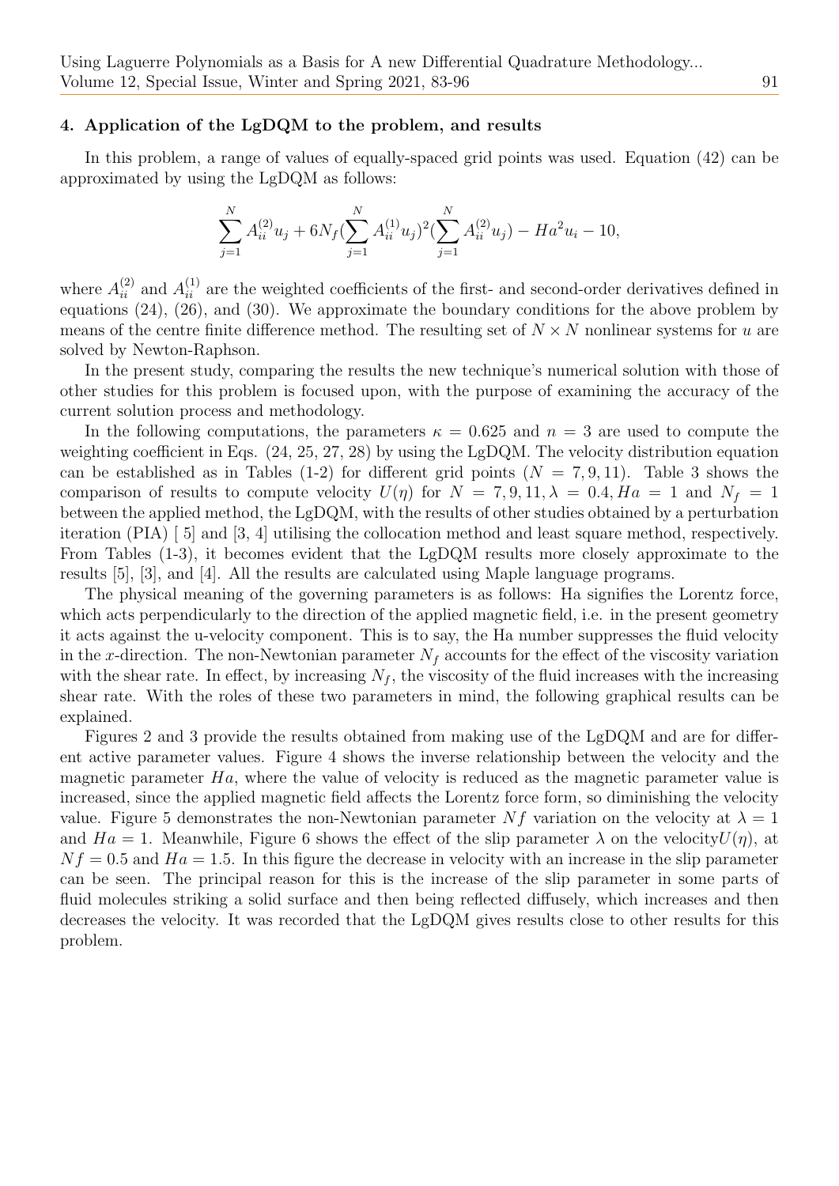### 4. Application of the LgDQM to the problem, and results

In this problem, a range of values of equally-spaced grid points was used. Equation (42) can be approximated by using the LgDQM as follows:

$$\sum_{j=1}^{N} A_{ii}^{(2)} u_j + 6N_f (\sum_{j=1}^{N} A_{ii}^{(1)} u_j)^2 (\sum_{j=1}^{N} A_{ii}^{(2)} u_j) - Ha^2 u_i - 10,$$

where $A_{ii}^{(2)}$ and $A_{ii}^{(1)}$ are the weighted coefficients of the first- and second-order derivatives defined in equations (24), (26), and (30). We approximate the boundary conditions for the above problem by means of the centre finite difference method. The resulting set of $N \times N$ nonlinear systems for $u$ are solved by Newton-Raphson.

In the present study, comparing the results the new technique's numerical solution with those of other studies for this problem is focused upon, with the purpose of examining the accuracy of the current solution process and methodology.

In the following computations, the parameters $\kappa = 0.625$ and $n = 3$ are used to compute the weighting coefficient in Eqs. (24, 25, 27, 28) by using the LgDQM. The velocity distribution equation can be established as in Tables (1-2) for different grid points ($N = 7, 9, 11$). Table 3 shows the comparison of results to compute velocity $U(\eta)$ for $N = 7, 9, 11, \lambda = 0.4, Ha = 1$ and $N_f = 1$ between the applied method, the LgDQM, with the results of other studies obtained by a perturbation iteration (PIA) [ 5] and [3, 4] utilising the collocation method and least square method, respectively. From Tables (1-3), it becomes evident that the LgDQM results more closely approximate to the results [5], [3], and [4]. All the results are calculated using Maple language programs.

The physical meaning of the governing parameters is as follows: Ha signifies the Lorentz force, which acts perpendicularly to the direction of the applied magnetic field, i.e. in the present geometry it acts against the u-velocity component. This is to say, the Ha number suppresses the fluid velocity in the $x$-direction. The non-Newtonian parameter $N_f$ accounts for the effect of the viscosity variation with the shear rate. In effect, by increasing $N_f$, the viscosity of the fluid increases with the increasing shear rate. With the roles of these two parameters in mind, the following graphical results can be explained.

Figures 2 and 3 provide the results obtained from making use of the LgDQM and are for different active parameter values. Figure 4 shows the inverse relationship between the velocity and the magnetic parameter $Ha$, where the value of velocity is reduced as the magnetic parameter value is increased, since the applied magnetic field affects the Lorentz force form, so diminishing the velocity value. Figure 5 demonstrates the non-Newtonian parameter $Nf$ variation on the velocity at $\lambda = 1$ and $Ha = 1$. Meanwhile, Figure 6 shows the effect of the slip parameter $\lambda$ on the velocity$U(\eta)$, at $Nf = 0.5$ and $Ha = 1.5$. In this figure the decrease in velocity with an increase in the slip parameter can be seen. The principal reason for this is the increase of the slip parameter in some parts of fluid molecules striking a solid surface and then being reflected diffusely, which increases and then decreases the velocity. It was recorded that the LgDQM gives results close to other results for this problem.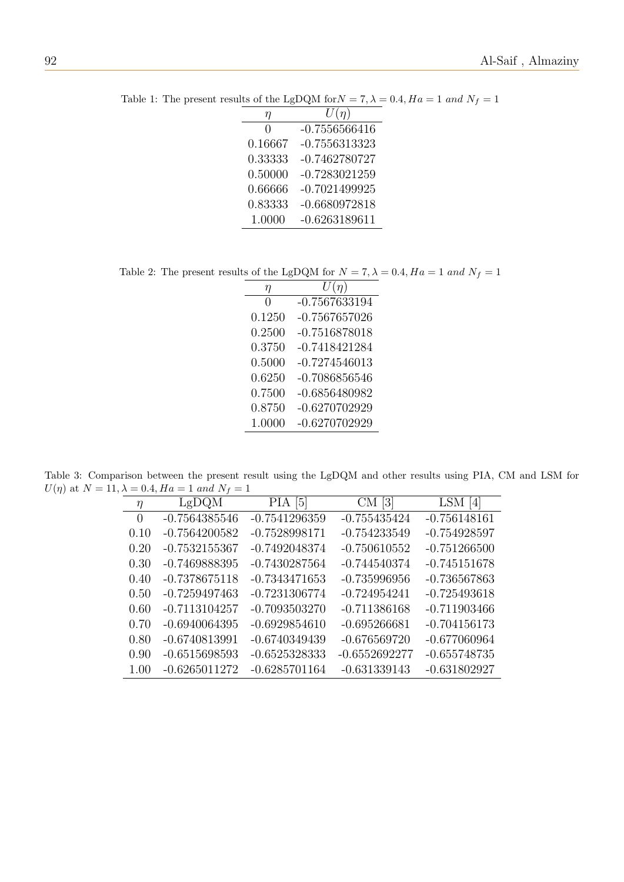Table 1: The present results of the LgDQM for $N = 7, \lambda = 0.4, Ha = 1$ *and* $N_f = 1$

| $\eta$ | $U(\eta)$ |
|---|---|
| 0 | -0.7556566416 |
| 0.16667 | -0.7556313323 |
| 0.33333 | -0.7462780727 |
| 0.50000 | -0.7283021259 |
| 0.66666 | -0.7021499925 |
| 0.83333 | -0.6680972818 |
| 1.0000 | -0.6263189611 |

Table 2: The present results of the LgDQM for $N = 7, \lambda = 0.4, Ha = 1$ *and* $N_f = 1$

| $\eta$ | $U(\eta)$ |
|---|---|
| 0 | -0.7567633194 |
| 0.1250 | -0.7567657026 |
| 0.2500 | -0.7516878018 |
| 0.3750 | -0.7418421284 |
| 0.5000 | -0.7274546013 |
| 0.6250 | -0.7086856546 |
| 0.7500 | -0.6856480982 |
| 0.8750 | -0.6270702929 |
| 1.0000 | -0.6270702929 |

Table 3: Comparison between the present result using the LgDQM and other results using PIA, CM and LSM for $U(\eta)$ at $N = 11, \lambda = 0.4, Ha = 1$ *and* $N_f = 1$

| $\eta$ | LgDQM | PIA [5] | CM [3] | LSM [4] |
|---|---|---|---|---|
| 0 | -0.7564385546 | -0.7541296359 | -0.755435424 | -0.756148161 |
| 0.10 | -0.7564200582 | -0.7528998171 | -0.754233549 | -0.754928597 |
| 0.20 | -0.7532155367 | -0.7492048374 | -0.750610552 | -0.751266500 |
| 0.30 | -0.7469888395 | -0.7430287564 | -0.744540374 | -0.745151678 |
| 0.40 | -0.7378675118 | -0.7343471653 | -0.735996956 | -0.736567863 |
| 0.50 | -0.7259497463 | -0.7231306774 | -0.724954241 | -0.725493618 |
| 0.60 | -0.7113104257 | -0.7093503270 | -0.711386168 | -0.711903466 |
| 0.70 | -0.6940064395 | -0.6929854610 | -0.695266681 | -0.704156173 |
| 0.80 | -0.6740813991 | -0.6740349439 | -0.676569720 | -0.677060964 |
| 0.90 | -0.6515698593 | -0.6525328333 | -0.6552692277 | -0.655748735 |
| 1.00 | -0.6265011272 | -0.6285701164 | -0.631339143 | -0.631802927 |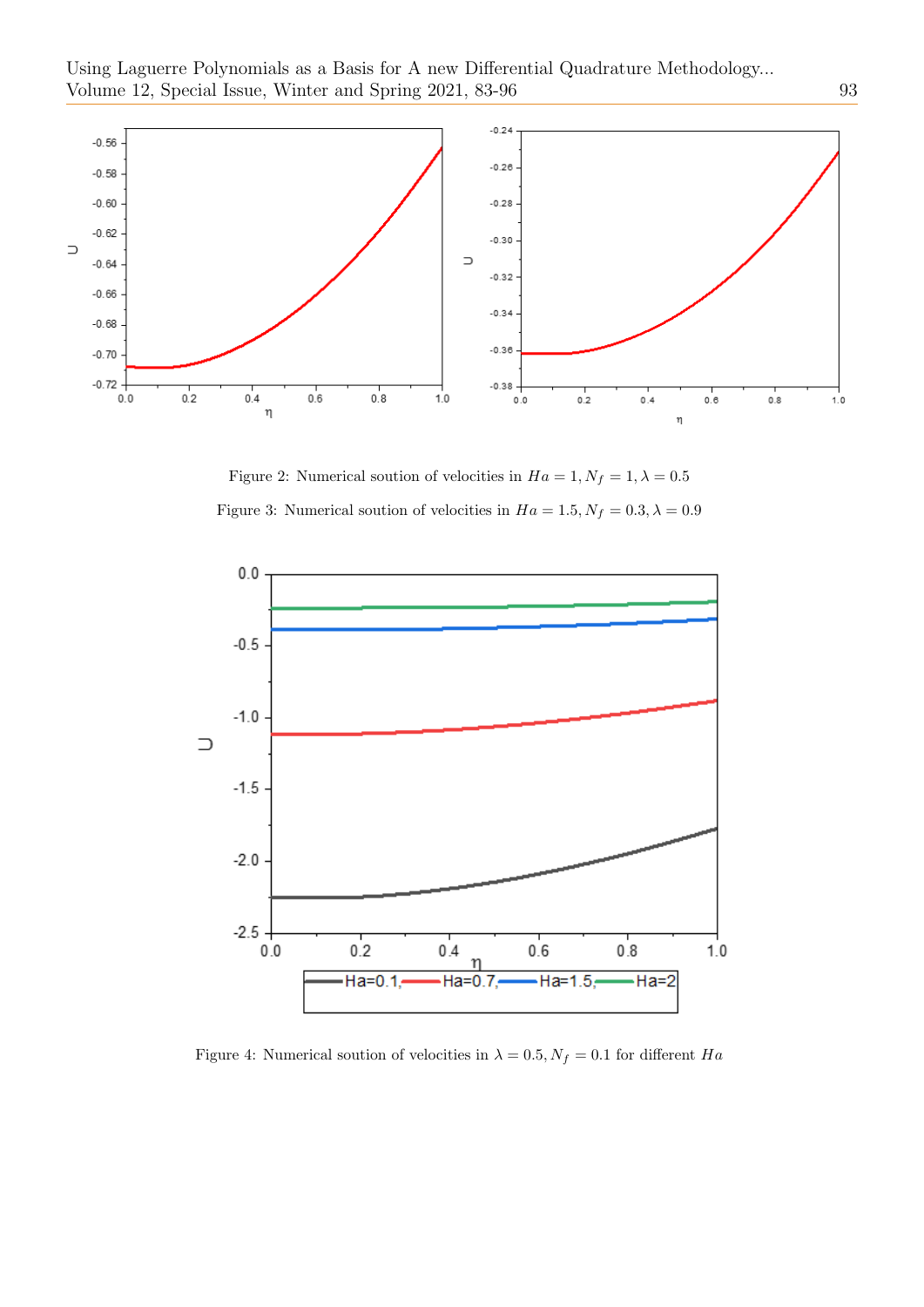Figure 2: Numerical soution of velocities in $Ha = 1, N_f = 1, \lambda = 0.5$

Figure 3: Numerical soution of velocities in $Ha = 1.5, N_f = 0.3, \lambda = 0.9$

Figure 4: Numerical soution of velocities in $\lambda = 0.5, N_f = 0.1$ for different $Ha$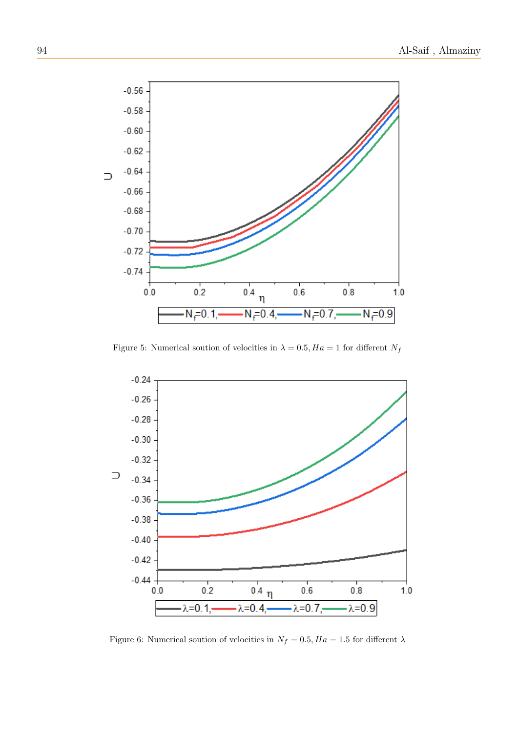Figure 5: Numerical soution of velocities in $\lambda = 0.5, Ha = 1$ for different $N_f$

Figure 6: Numerical soution of velocities in $N_f = 0.5, Ha = 1.5$ for different $\lambda$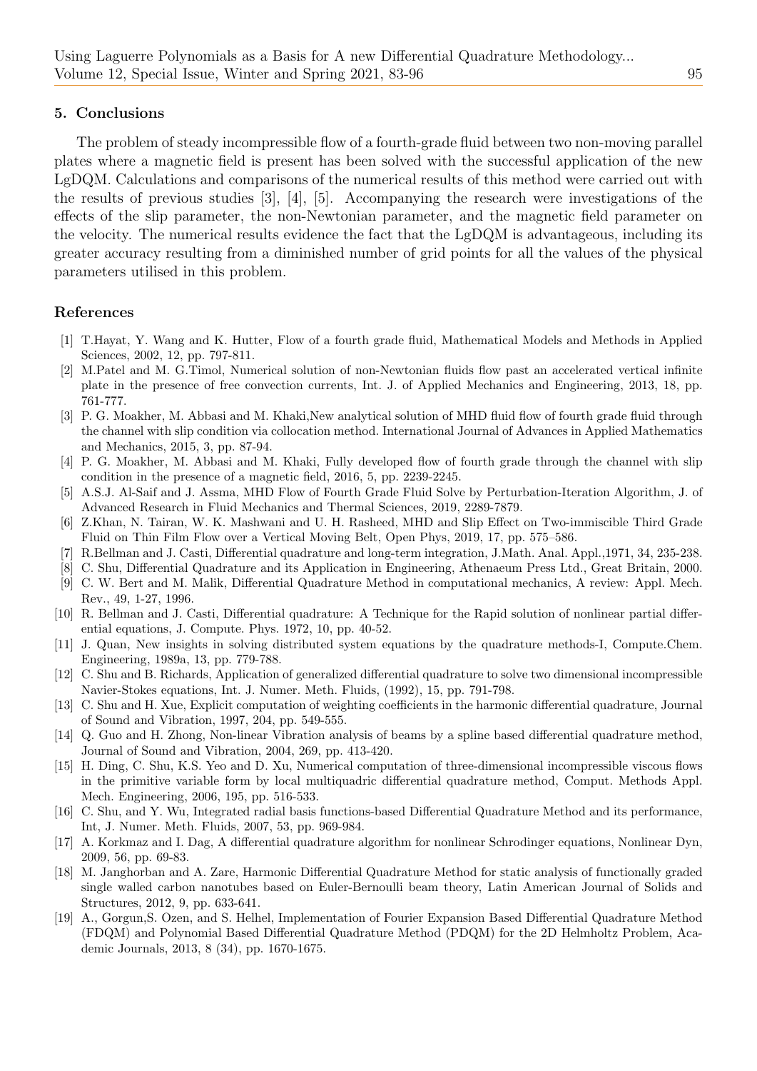## 5. Conclusions

The problem of steady incompressible flow of a fourth-grade fluid between two non-moving parallel plates where a magnetic field is present has been solved with the successful application of the new LgDQM. Calculations and comparisons of the numerical results of this method were carried out with the results of previous studies [3], [4], [5]. Accompanying the research were investigations of the effects of the slip parameter, the non-Newtonian parameter, and the magnetic field parameter on the velocity. The numerical results evidence the fact that the LgDQM is advantageous, including its greater accuracy resulting from a diminished number of grid points for all the values of the physical parameters utilised in this problem.

## References

[1] T.Hayat, Y. Wang and K. Hutter, Flow of a fourth grade fluid, Mathematical Models and Methods in Applied Sciences, 2002, 12, pp. 797-811.

[2] M.Patel and M. G.Timol, Numerical solution of non-Newtonian fluids flow past an accelerated vertical infinite plate in the presence of free convection currents, Int. J. of Applied Mechanics and Engineering, 2013, 18, pp. 761-777.

[3] P. G. Moakher, M. Abbasi and M. Khaki,New analytical solution of MHD fluid flow of fourth grade fluid through the channel with slip condition via collocation method. International Journal of Advances in Applied Mathematics and Mechanics, 2015, 3, pp. 87-94.

[4] P. G. Moakher, M. Abbasi and M. Khaki, Fully developed flow of fourth grade through the channel with slip condition in the presence of a magnetic field, 2016, 5, pp. 2239-2245.

[5] A.S.J. Al-Saif and J. Assma, MHD Flow of Fourth Grade Fluid Solve by Perturbation-Iteration Algorithm, J. of Advanced Research in Fluid Mechanics and Thermal Sciences, 2019, 2289-7879.

[6] Z.Khan, N. Tairan, W. K. Mashwani and U. H. Rasheed, MHD and Slip Effect on Two-immiscible Third Grade Fluid on Thin Film Flow over a Vertical Moving Belt, Open Phys, 2019, 17, pp. 575–586.

[7] R.Bellman and J. Casti, Differential quadrature and long-term integration, J.Math. Anal. Appl.,1971, 34, 235-238.

[8] C. Shu, Differential Quadrature and its Application in Engineering, Athenaeum Press Ltd., Great Britain, 2000.

[9] C. W. Bert and M. Malik, Differential Quadrature Method in computational mechanics, A review: Appl. Mech. Rev., 49, 1-27, 1996.

[10] R. Bellman and J. Casti, Differential quadrature: A Technique for the Rapid solution of nonlinear partial differential equations, J. Compute. Phys. 1972, 10, pp. 40-52.

[11] J. Quan, New insights in solving distributed system equations by the quadrature methods-I, Compute.Chem. Engineering, 1989a, 13, pp. 779-788.

[12] C. Shu and B. Richards, Application of generalized differential quadrature to solve two dimensional incompressible Navier-Stokes equations, Int. J. Numer. Meth. Fluids, (1992), 15, pp. 791-798.

[13] C. Shu and H. Xue, Explicit computation of weighting coefficients in the harmonic differential quadrature, Journal of Sound and Vibration, 1997, 204, pp. 549-555.

[14] Q. Guo and H. Zhong, Non-linear Vibration analysis of beams by a spline based differential quadrature method, Journal of Sound and Vibration, 2004, 269, pp. 413-420.

[15] H. Ding, C. Shu, K.S. Yeo and D. Xu, Numerical computation of three-dimensional incompressible viscous flows in the primitive variable form by local multiquadric differential quadrature method, Comput. Methods Appl. Mech. Engineering, 2006, 195, pp. 516-533.

[16] C. Shu, and Y. Wu, Integrated radial basis functions-based Differential Quadrature Method and its performance, Int, J. Numer. Meth. Fluids, 2007, 53, pp. 969-984.

[17] A. Korkmaz and I. Dag, A differential quadrature algorithm for nonlinear Schrodinger equations, Nonlinear Dyn, 2009, 56, pp. 69-83.

[18] M. Janghorban and A. Zare, Harmonic Differential Quadrature Method for static analysis of functionally graded single walled carbon nanotubes based on Euler-Bernoulli beam theory, Latin American Journal of Solids and Structures, 2012, 9, pp. 633-641.

[19] A., Gorgun,S. Ozen, and S. Helhel, Implementation of Fourier Expansion Based Differential Quadrature Method (FDQM) and Polynomial Based Differential Quadrature Method (PDQM) for the 2D Helmholtz Problem, Academic Journals, 2013, 8 (34), pp. 1670-1675.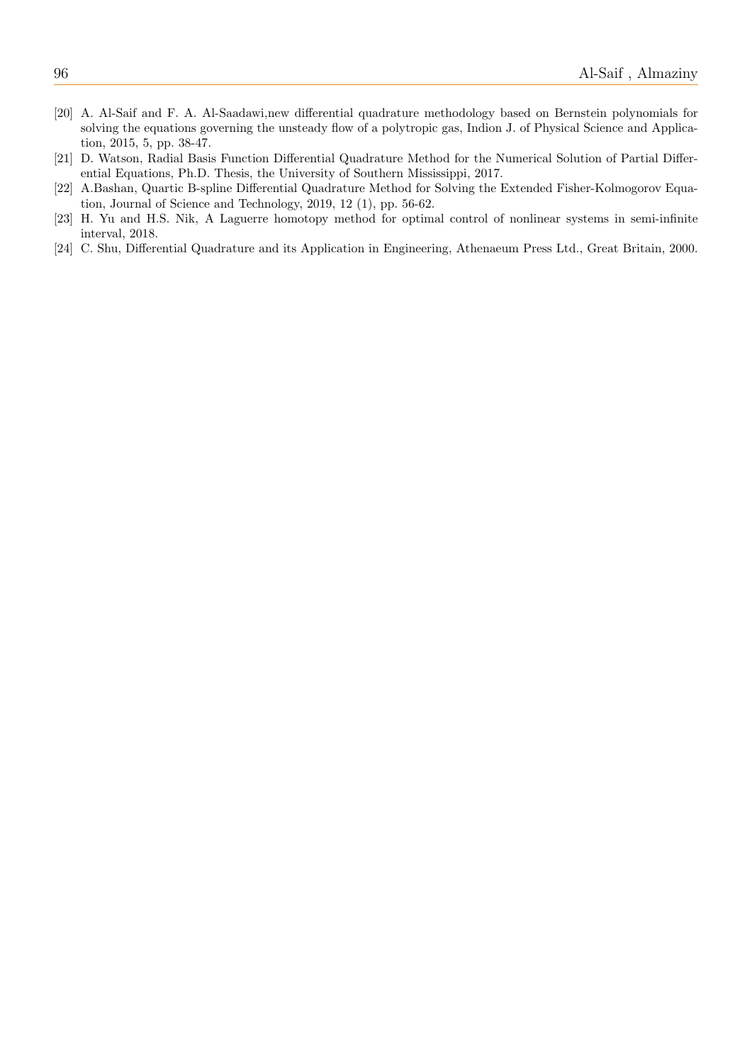[20] A. Al-Saif and F. A. Al-Saadawi,new differential quadrature methodology based on Bernstein polynomials for solving the equations governing the unsteady flow of a polytropic gas, Indion J. of Physical Science and Application, 2015, 5, pp. 38-47.

[21] D. Watson, Radial Basis Function Differential Quadrature Method for the Numerical Solution of Partial Differential Equations, Ph.D. Thesis, the University of Southern Mississippi, 2017.

[22] A.Bashan, Quartic B-spline Differential Quadrature Method for Solving the Extended Fisher-Kolmogorov Equation, Journal of Science and Technology, 2019, 12 (1), pp. 56-62.

[23] H. Yu and H.S. Nik, A Laguerre homotopy method for optimal control of nonlinear systems in semi-infinite interval, 2018.

[24] C. Shu, Differential Quadrature and its Application in Engineering, Athenaeum Press Ltd., Great Britain, 2000.